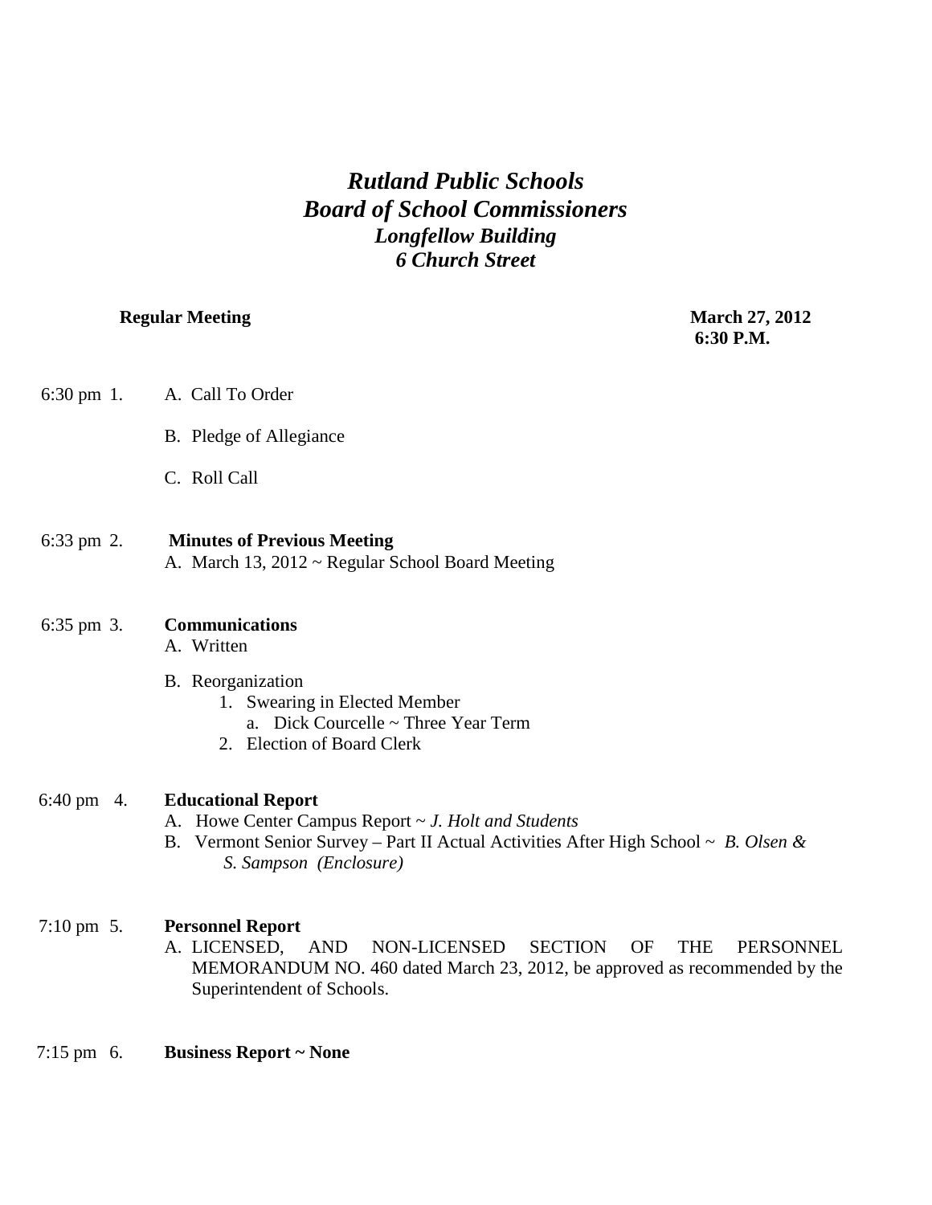# *Rutland Public Schools*
## *Board of School Commissioners*
### *Longfellow Building*
### *6 Church Street*

**Regular Meeting** **March 27, 2012**
**6:30 P.M.**

6:30 pm 1. A. Call To Order

B. Pledge of Allegiance

C. Roll Call

6:33 pm 2. **Minutes of Previous Meeting**
A. March 13, 2012 ~ Regular School Board Meeting

6:35 pm 3. **Communications**
A. Written

B. Reorganization
1. Swearing in Elected Member
   a. Dick Courcelle ~ Three Year Term
2. Election of Board Clerk

6:40 pm 4. **Educational Report**
A. Howe Center Campus Report ~ *J. Holt and Students*
B. Vermont Senior Survey – Part II Actual Activities After High School ~ *B. Olsen & S. Sampson (Enclosure)*

7:10 pm 5. **Personnel Report**
A. LICENSED, AND NON-LICENSED SECTION OF THE PERSONNEL MEMORANDUM NO. 460 dated March 23, 2012, be approved as recommended by the Superintendent of Schools.

7:15 pm 6. **Business Report ~ None**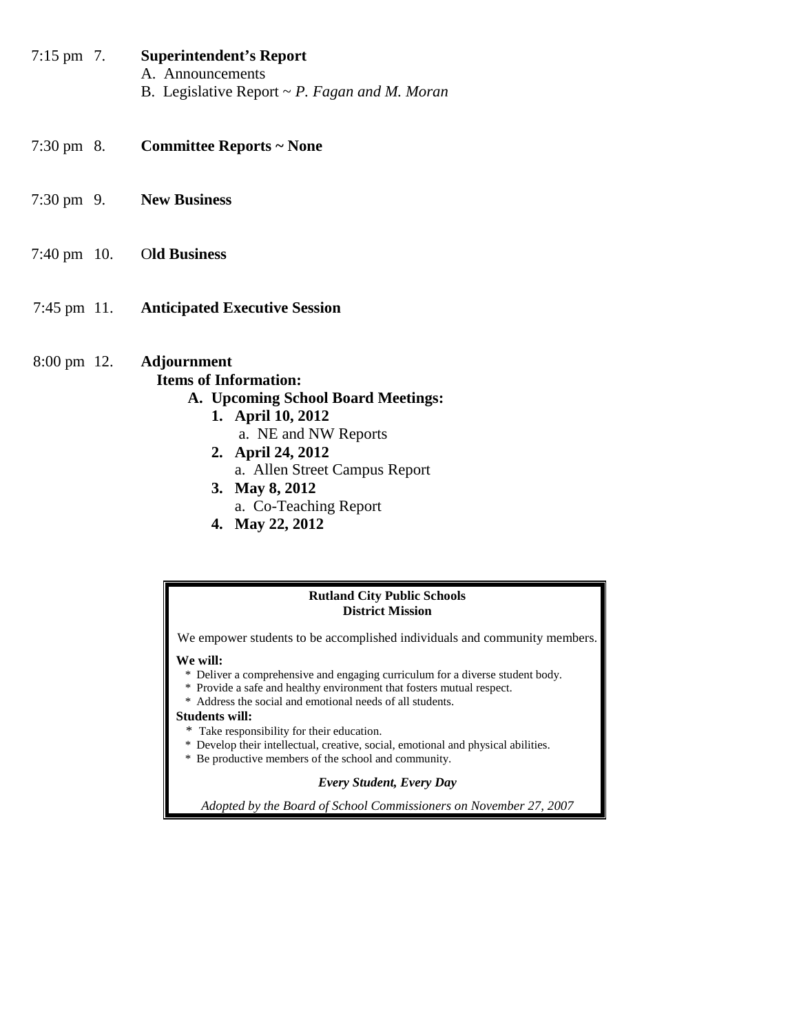7:15 pm 7. **Superintendent's Report**

A. Announcements

B. Legislative Report ~ *P. Fagan and M. Moran*

7:30 pm 8. **Committee Reports ~ None**

7:30 pm 9. **New Business**

7:40 pm 10. **Old Business**

7:45 pm 11. **Anticipated Executive Session**

8:00 pm 12. **Adjournment**

**Items of Information:**

**A. Upcoming School Board Meetings:**

1. **April 10, 2012**
   a. NE and NW Reports
2. **April 24, 2012**
   a. Allen Street Campus Report
3. **May 8, 2012**
   a. Co-Teaching Report
4. **May 22, 2012**

---

**Rutland City Public Schools**
**District Mission**

We empower students to be accomplished individuals and community members.

**We will:**

* Deliver a comprehensive and engaging curriculum for a diverse student body.
* Provide a safe and healthy environment that fosters mutual respect.
* Address the social and emotional needs of all students.

**Students will:**

* Take responsibility for their education.
* Develop their intellectual, creative, social, emotional and physical abilities.
* Be productive members of the school and community.

***Every Student, Every Day***

*Adopted by the Board of School Commissioners on November 27, 2007*